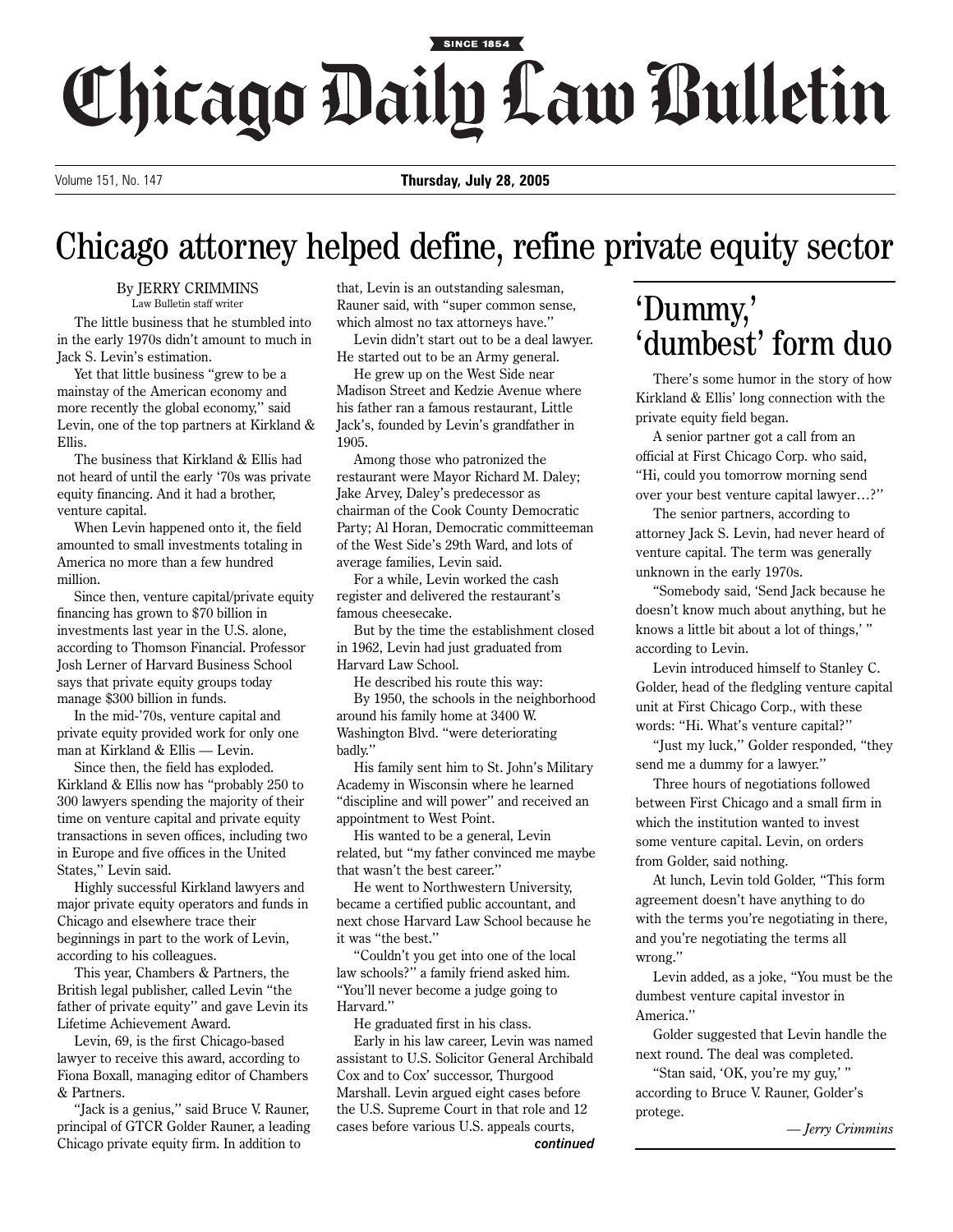# Chicago Daily Law Bulletin

SINCE 1854

Volume 151, No. 147 **Thursday, July 28, 2005**

# Chicago attorney helped define, refine private equity sector

By JERRY CRIMMINS
Law Bulletin staff writer

The little business that he stumbled into in the early 1970s didn't amount to much in Jack S. Levin's estimation.

Yet that little business "grew to be a mainstay of the American economy and more recently the global economy," said Levin, one of the top partners at Kirkland & Ellis.

The business that Kirkland & Ellis had not heard of until the early '70s was private equity financing. And it had a brother, venture capital.

When Levin happened onto it, the field amounted to small investments totaling in America no more than a few hundred million.

Since then, venture capital/private equity financing has grown to $70 billion in investments last year in the U.S. alone, according to Thomson Financial. Professor Josh Lerner of Harvard Business School says that private equity groups today manage $300 billion in funds.

In the mid-'70s, venture capital and private equity provided work for only one man at Kirkland & Ellis — Levin.

Since then, the field has exploded. Kirkland & Ellis now has "probably 250 to 300 lawyers spending the majority of their time on venture capital and private equity transactions in seven offices, including two in Europe and five offices in the United States," Levin said.

Highly successful Kirkland lawyers and major private equity operators and funds in Chicago and elsewhere trace their beginnings in part to the work of Levin, according to his colleagues.

This year, Chambers & Partners, the British legal publisher, called Levin "the father of private equity" and gave Levin its Lifetime Achievement Award.

Levin, 69, is the first Chicago-based lawyer to receive this award, according to Fiona Boxall, managing editor of Chambers & Partners.

"Jack is a genius," said Bruce V. Rauner, principal of GTCR Golder Rauner, a leading Chicago private equity firm. In addition to that, Levin is an outstanding salesman, Rauner said, with "super common sense, which almost no tax attorneys have."

Levin didn't start out to be a deal lawyer. He started out to be an Army general.

He grew up on the West Side near Madison Street and Kedzie Avenue where his father ran a famous restaurant, Little Jack's, founded by Levin's grandfather in 1905.

Among those who patronized the restaurant were Mayor Richard M. Daley; Jake Arvey, Daley's predecessor as chairman of the Cook County Democratic Party; Al Horan, Democratic committeeman of the West Side's 29th Ward, and lots of average families, Levin said.

For a while, Levin worked the cash register and delivered the restaurant's famous cheesecake.

But by the time the establishment closed in 1962, Levin had just graduated from Harvard Law School.

He described his route this way:

By 1950, the schools in the neighborhood around his family home at 3400 W. Washington Blvd. "were deteriorating badly."

His family sent him to St. John's Military Academy in Wisconsin where he learned "discipline and will power" and received an appointment to West Point.

His wanted to be a general, Levin related, but "my father convinced me maybe that wasn't the best career."

He went to Northwestern University, became a certified public accountant, and next chose Harvard Law School because he it was "the best."

"Couldn't you get into one of the local law schools?" a family friend asked him. "You'll never become a judge going to Harvard."

He graduated first in his class.

Early in his law career, Levin was named assistant to U.S. Solicitor General Archibald Cox and to Cox' successor, Thurgood Marshall. Levin argued eight cases before the U.S. Supreme Court in that role and 12 cases before various U.S. appeals courts,

***continued***

## 'Dummy,' 'dumbest' form duo

There's some humor in the story of how Kirkland & Ellis' long connection with the private equity field began.

A senior partner got a call from an official at First Chicago Corp. who said, "Hi, could you tomorrow morning send over your best venture capital lawyer…?"

The senior partners, according to attorney Jack S. Levin, had never heard of venture capital. The term was generally unknown in the early 1970s.

"Somebody said, 'Send Jack because he doesn't know much about anything, but he knows a little bit about a lot of things,' " according to Levin.

Levin introduced himself to Stanley C. Golder, head of the fledgling venture capital unit at First Chicago Corp., with these words: "Hi. What's venture capital?"

"Just my luck," Golder responded, "they send me a dummy for a lawyer."

Three hours of negotiations followed between First Chicago and a small firm in which the institution wanted to invest some venture capital. Levin, on orders from Golder, said nothing.

At lunch, Levin told Golder, "This form agreement doesn't have anything to do with the terms you're negotiating in there, and you're negotiating the terms all wrong."

Levin added, as a joke, "You must be the dumbest venture capital investor in America."

Golder suggested that Levin handle the next round. The deal was completed.

"Stan said, 'OK, you're my guy,' " according to Bruce V. Rauner, Golder's protege.

*— Jerry Crimmins*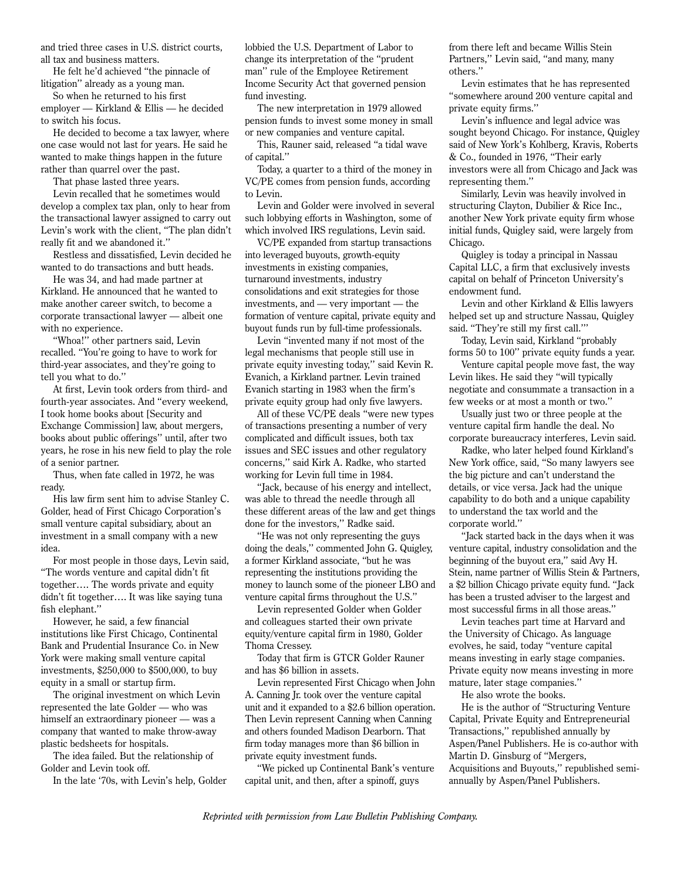and tried three cases in U.S. district courts, all tax and business matters.

He felt he'd achieved "the pinnacle of litigation" already as a young man.

So when he returned to his first employer — Kirkland & Ellis — he decided to switch his focus.

He decided to become a tax lawyer, where one case would not last for years. He said he wanted to make things happen in the future rather than quarrel over the past.

That phase lasted three years.

Levin recalled that he sometimes would develop a complex tax plan, only to hear from the transactional lawyer assigned to carry out Levin's work with the client, "The plan didn't really fit and we abandoned it."

Restless and dissatisfied, Levin decided he wanted to do transactions and butt heads.

He was 34, and had made partner at Kirkland. He announced that he wanted to make another career switch, to become a corporate transactional lawyer — albeit one with no experience.

"Whoa!" other partners said, Levin recalled. "You're going to have to work for third-year associates, and they're going to tell you what to do."

At first, Levin took orders from third- and fourth-year associates. And "every weekend, I took home books about [Security and Exchange Commission] law, about mergers, books about public offerings" until, after two years, he rose in his new field to play the role of a senior partner.

Thus, when fate called in 1972, he was ready.

His law firm sent him to advise Stanley C. Golder, head of First Chicago Corporation's small venture capital subsidiary, about an investment in a small company with a new idea.

For most people in those days, Levin said, "The words venture and capital didn't fit together…. The words private and equity didn't fit together…. It was like saying tuna fish elephant."

However, he said, a few financial institutions like First Chicago, Continental Bank and Prudential Insurance Co. in New York were making small venture capital investments, $250,000 to $500,000, to buy equity in a small or startup firm.

The original investment on which Levin represented the late Golder — who was himself an extraordinary pioneer — was a company that wanted to make throw-away plastic bedsheets for hospitals.

The idea failed. But the relationship of Golder and Levin took off.

In the late '70s, with Levin's help, Golder lobbied the U.S. Department of Labor to change its interpretation of the "prudent man" rule of the Employee Retirement Income Security Act that governed pension fund investing.

The new interpretation in 1979 allowed pension funds to invest some money in small or new companies and venture capital.

This, Rauner said, released "a tidal wave of capital."

Today, a quarter to a third of the money in VC/PE comes from pension funds, according to Levin.

Levin and Golder were involved in several such lobbying efforts in Washington, some of which involved IRS regulations, Levin said.

VC/PE expanded from startup transactions into leveraged buyouts, growth-equity investments in existing companies, turnaround investments, industry consolidations and exit strategies for those investments, and — very important — the formation of venture capital, private equity and buyout funds run by full-time professionals.

Levin "invented many if not most of the legal mechanisms that people still use in private equity investing today," said Kevin R. Evanich, a Kirkland partner. Levin trained Evanich starting in 1983 when the firm's private equity group had only five lawyers.

All of these VC/PE deals "were new types of transactions presenting a number of very complicated and difficult issues, both tax issues and SEC issues and other regulatory concerns," said Kirk A. Radke, who started working for Levin full time in 1984.

"Jack, because of his energy and intellect, was able to thread the needle through all these different areas of the law and get things done for the investors," Radke said.

"He was not only representing the guys doing the deals," commented John G. Quigley, a former Kirkland associate, "but he was representing the institutions providing the money to launch some of the pioneer LBO and venture capital firms throughout the U.S."

Levin represented Golder when Golder and colleagues started their own private equity/venture capital firm in 1980, Golder Thoma Cressey.

Today that firm is GTCR Golder Rauner and has $6 billion in assets.

Levin represented First Chicago when John A. Canning Jr. took over the venture capital unit and it expanded to a $2.6 billion operation. Then Levin represent Canning when Canning and others founded Madison Dearborn. That firm today manages more than $6 billion in private equity investment funds.

"We picked up Continental Bank's venture capital unit, and then, after a spinoff, guys from there left and became Willis Stein Partners," Levin said, "and many, many others."

Levin estimates that he has represented "somewhere around 200 venture capital and private equity firms."

Levin's influence and legal advice was sought beyond Chicago. For instance, Quigley said of New York's Kohlberg, Kravis, Roberts & Co., founded in 1976, "Their early investors were all from Chicago and Jack was representing them."

Similarly, Levin was heavily involved in structuring Clayton, Dubilier & Rice Inc., another New York private equity firm whose initial funds, Quigley said, were largely from Chicago.

Quigley is today a principal in Nassau Capital LLC, a firm that exclusively invests capital on behalf of Princeton University's endowment fund.

Levin and other Kirkland & Ellis lawyers helped set up and structure Nassau, Quigley said. "They're still my first call.'"

Today, Levin said, Kirkland "probably forms 50 to 100" private equity funds a year.

Venture capital people move fast, the way Levin likes. He said they "will typically negotiate and consummate a transaction in a few weeks or at most a month or two."

Usually just two or three people at the venture capital firm handle the deal. No corporate bureaucracy interferes, Levin said.

Radke, who later helped found Kirkland's New York office, said, "So many lawyers see the big picture and can't understand the details, or vice versa. Jack had the unique capability to do both and a unique capability to understand the tax world and the corporate world."

"Jack started back in the days when it was venture capital, industry consolidation and the beginning of the buyout era," said Avy H. Stein, name partner of Willis Stein & Partners, a $2 billion Chicago private equity fund. "Jack has been a trusted adviser to the largest and most successful firms in all those areas."

Levin teaches part time at Harvard and the University of Chicago. As language evolves, he said, today "venture capital means investing in early stage companies. Private equity now means investing in more mature, later stage companies."

He also wrote the books.

He is the author of "Structuring Venture Capital, Private Equity and Entrepreneurial Transactions," republished annually by Aspen/Panel Publishers. He is co-author with Martin D. Ginsburg of "Mergers, Acquisitions and Buyouts," republished semi-annually by Aspen/Panel Publishers.

*Reprinted with permission from Law Bulletin Publishing Company.*